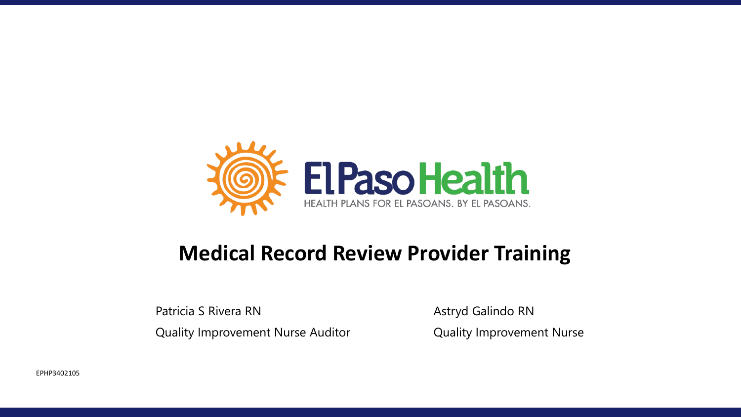El Paso Health

HEALTH PLANS FOR EL PASOANS. BY EL PASOANS.

# Medical Record Review Provider Training

Patricia S Rivera RN

Quality Improvement Nurse Auditor

Astryd Galindo RN

Quality Improvement Nurse

EPHP3402105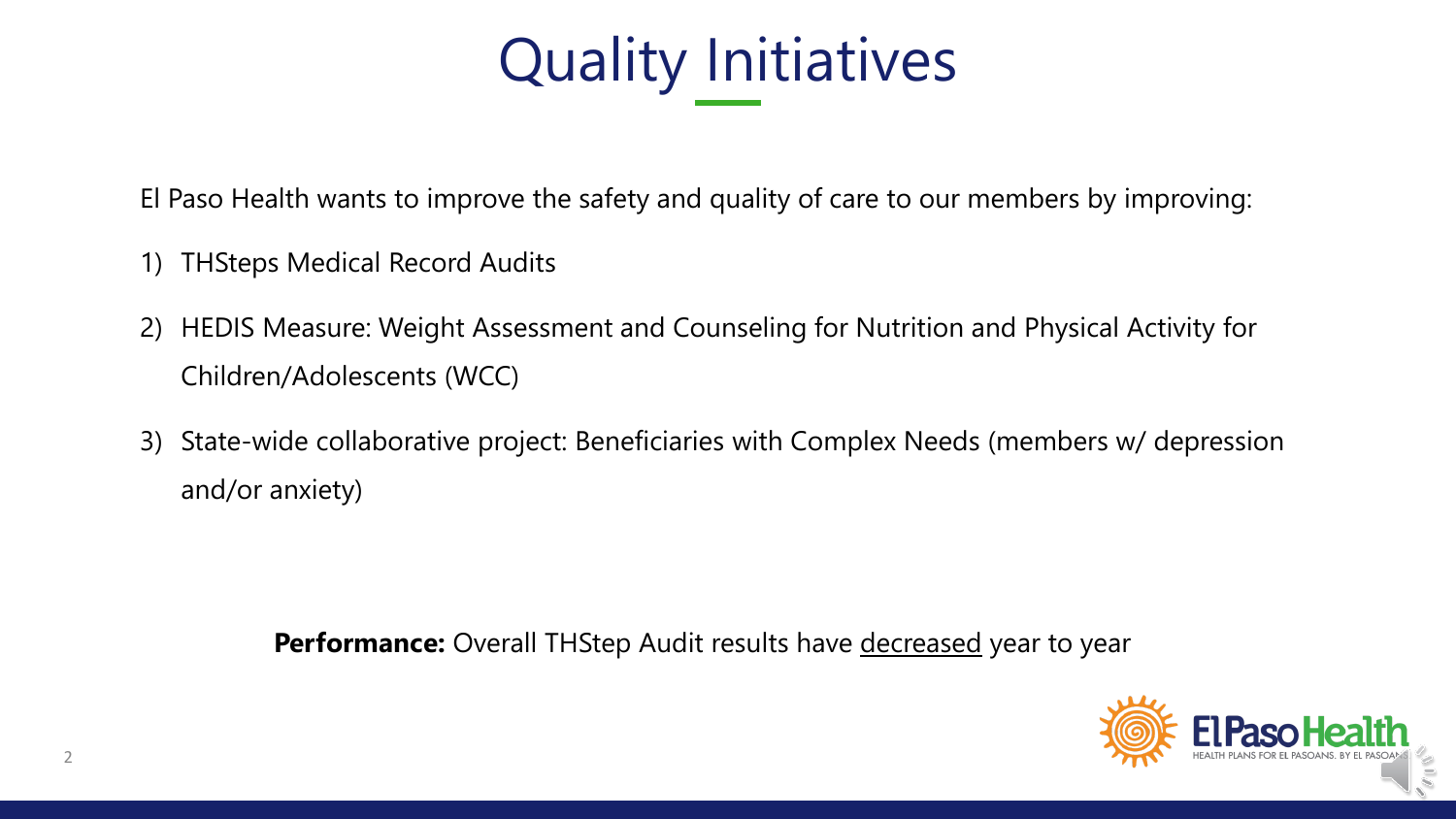# Quality Initiatives

El Paso Health wants to improve the safety and quality of care to our members by improving:

1) THSteps Medical Record Audits
2) HEDIS Measure: Weight Assessment and Counseling for Nutrition and Physical Activity for Children/Adolescents (WCC)
3) State-wide collaborative project: Beneficiaries with Complex Needs (members w/ depression and/or anxiety)

**Performance:** Overall THStep Audit results have decreased year to year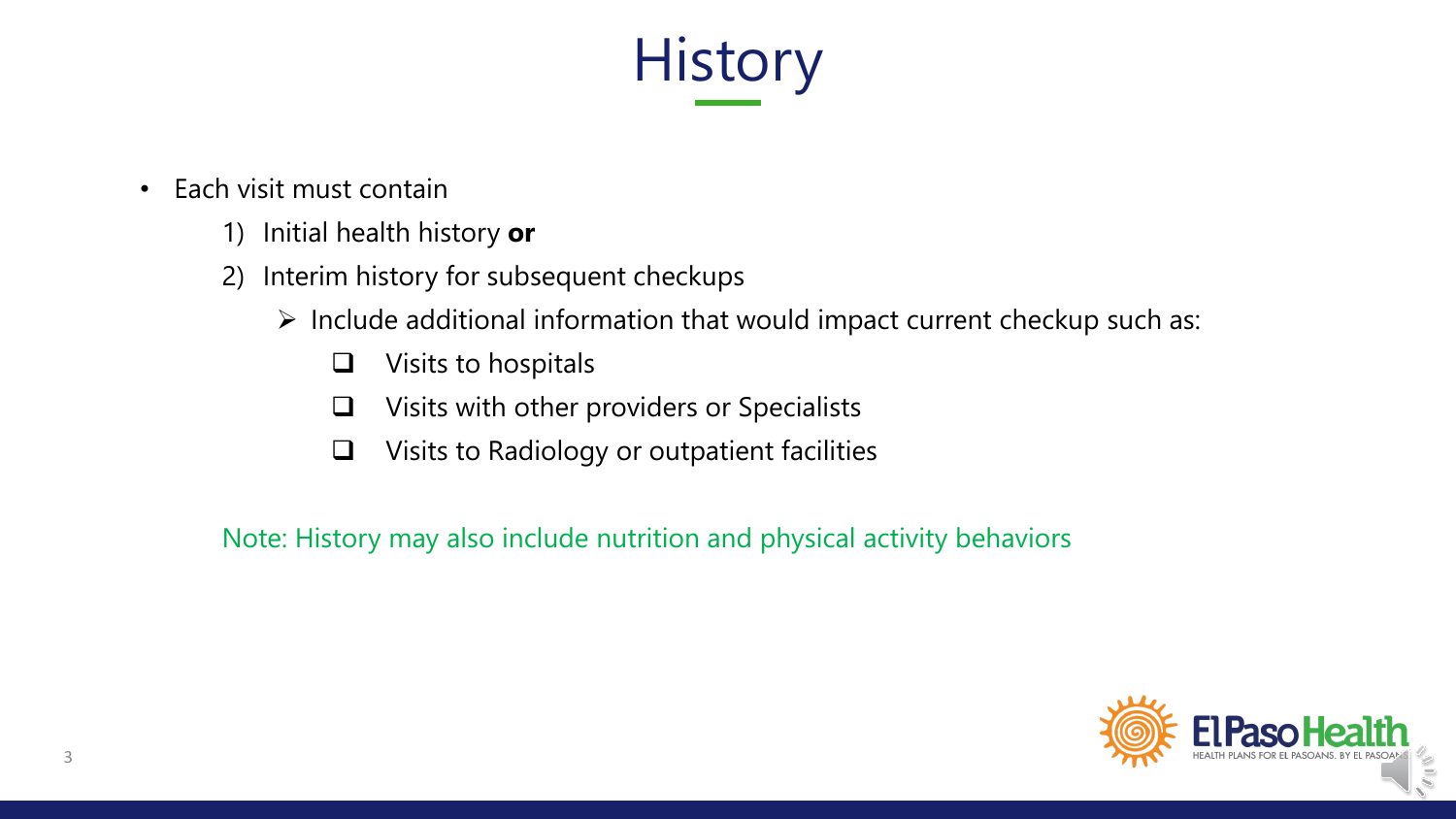# History

- Each visit must contain
  1) Initial health history **or**
  2) Interim history for subsequent checkups
     - Include additional information that would impact current checkup such as:
       - Visits to hospitals
       - Visits with other providers or Specialists
       - Visits to Radiology or outpatient facilities

Note: History may also include nutrition and physical activity behaviors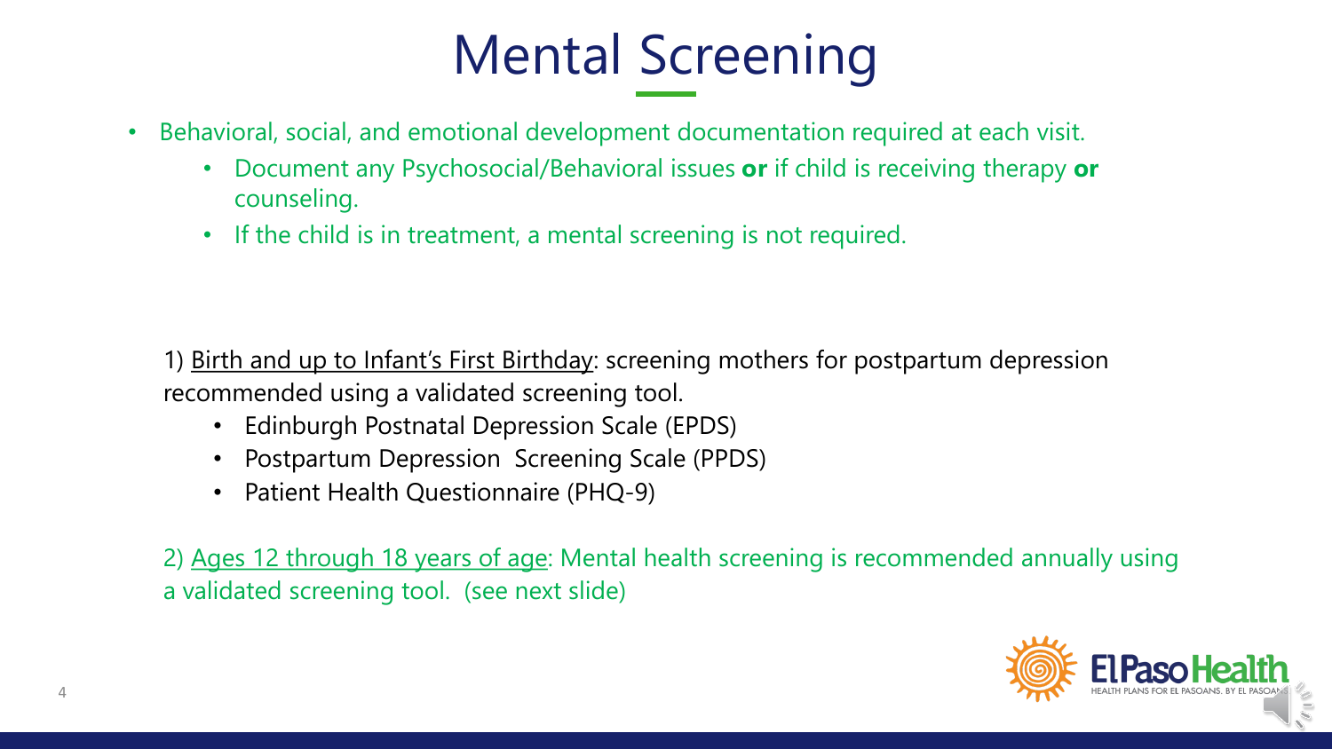# Mental Screening

- Behavioral, social, and emotional development documentation required at each visit.
  - Document any Psychosocial/Behavioral issues **or** if child is receiving therapy **or** counseling.
  - If the child is in treatment, a mental screening is not required.

1) Birth and up to Infant's First Birthday: screening mothers for postpartum depression recommended using a validated screening tool.

- Edinburgh Postnatal Depression Scale (EPDS)
- Postpartum Depression Screening Scale (PPDS)
- Patient Health Questionnaire (PHQ-9)

2) Ages 12 through 18 years of age: Mental health screening is recommended annually using a validated screening tool. (see next slide)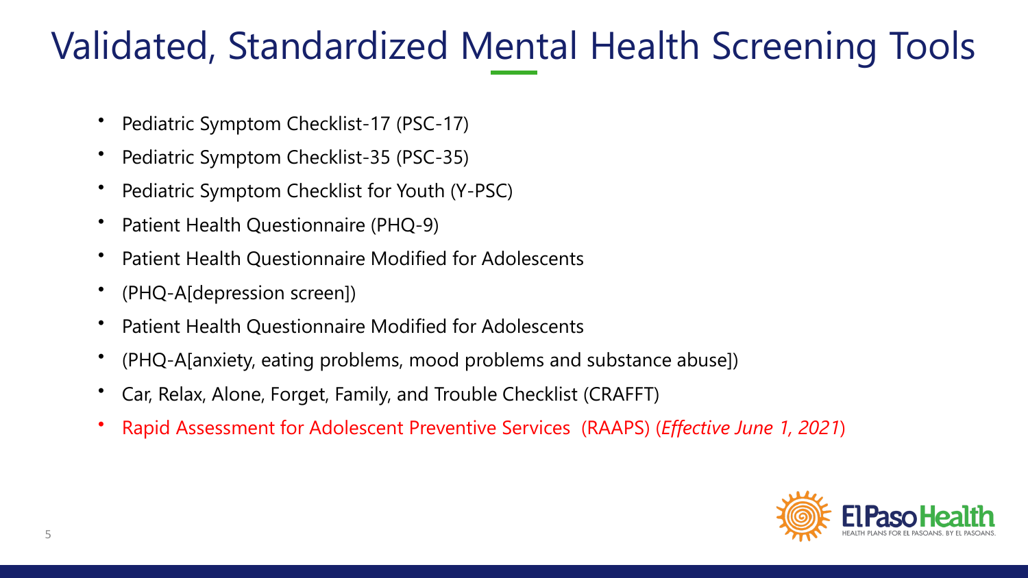# Validated, Standardized Mental Health Screening Tools

- Pediatric Symptom Checklist-17 (PSC-17)
- Pediatric Symptom Checklist-35 (PSC-35)
- Pediatric Symptom Checklist for Youth (Y-PSC)
- Patient Health Questionnaire (PHQ-9)
- Patient Health Questionnaire Modified for Adolescents
- (PHQ-A[depression screen])
- Patient Health Questionnaire Modified for Adolescents
- (PHQ-A[anxiety, eating problems, mood problems and substance abuse])
- Car, Relax, Alone, Forget, Family, and Trouble Checklist (CRAFFT)
- Rapid Assessment for Adolescent Preventive Services (RAAPS) (*Effective June 1, 2021*)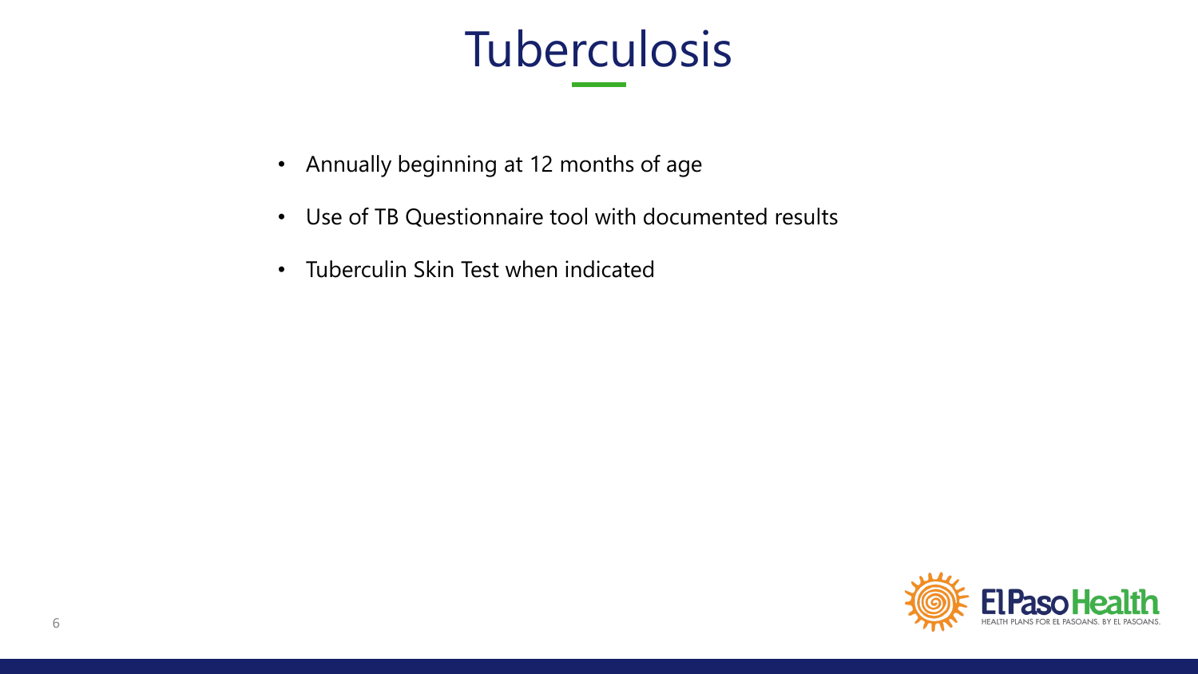# Tuberculosis

- Annually beginning at 12 months of age
- Use of TB Questionnaire tool with documented results
- Tuberculin Skin Test when indicated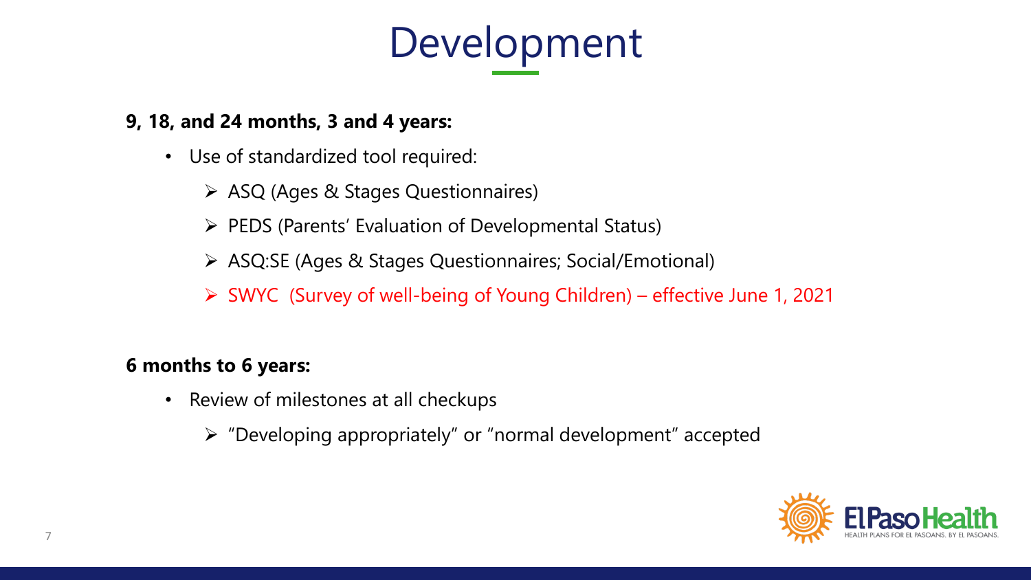# Development

**9, 18, and 24 months, 3 and 4 years:**

- Use of standardized tool required:
  - ASQ (Ages & Stages Questionnaires)
  - PEDS (Parents' Evaluation of Developmental Status)
  - ASQ:SE (Ages & Stages Questionnaires; Social/Emotional)
  - SWYC (Survey of well-being of Young Children) – effective June 1, 2021

**6 months to 6 years:**

- Review of milestones at all checkups
  - "Developing appropriately" or "normal development" accepted

El Paso Health
HEALTH PLANS FOR EL PASOANS. BY EL PASOANS.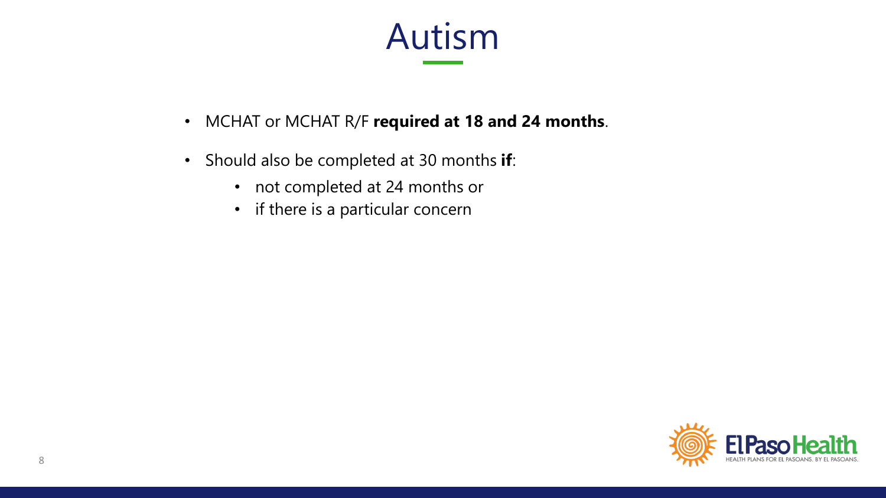# Autism

- MCHAT or MCHAT R/F **required at 18 and 24 months**.
- Should also be completed at 30 months **if**:
  - not completed at 24 months or
  - if there is a particular concern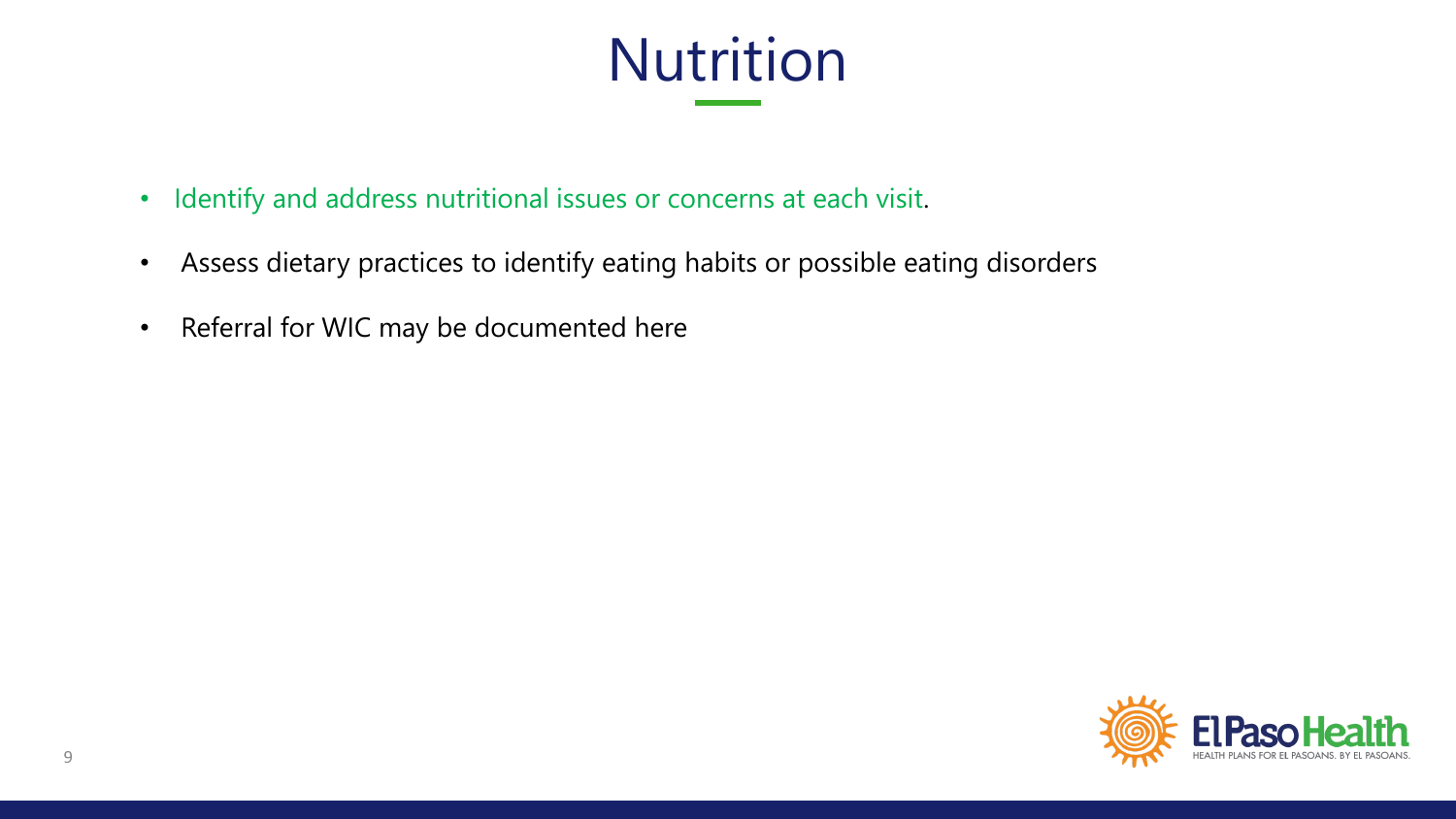# Nutrition

- Identify and address nutritional issues or concerns at each visit.
- Assess dietary practices to identify eating habits or possible eating disorders
- Referral for WIC may be documented here

El Paso Health
HEALTH PLANS FOR EL PASOANS. BY EL PASOANS.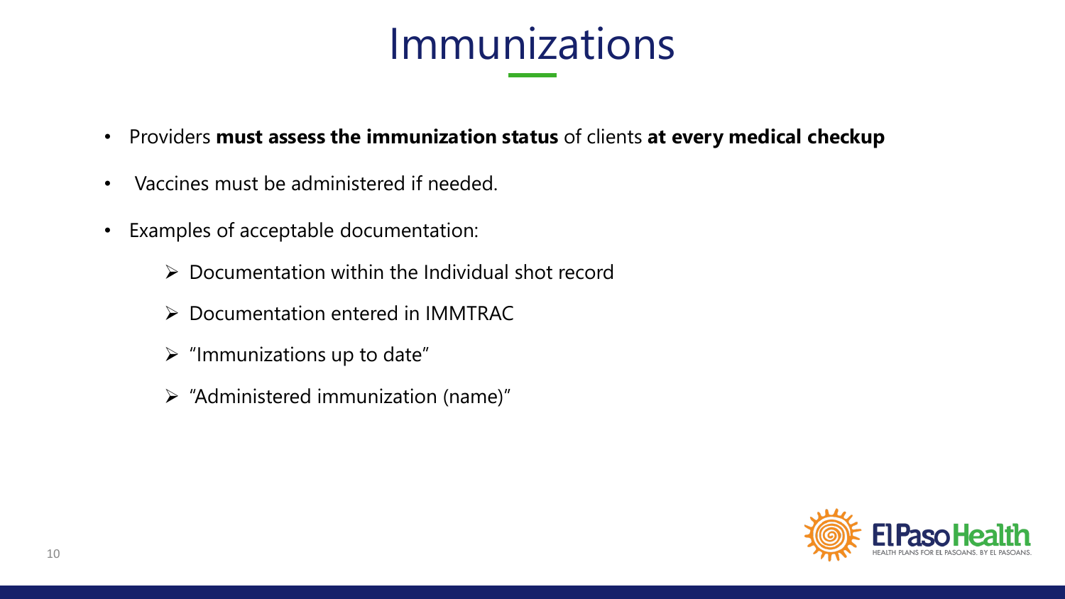# Immunizations

- Providers **must assess the immunization status** of clients **at every medical checkup**
- Vaccines must be administered if needed.
- Examples of acceptable documentation:
  - Documentation within the Individual shot record
  - Documentation entered in IMMTRAC
  - "Immunizations up to date"
  - "Administered immunization (name)"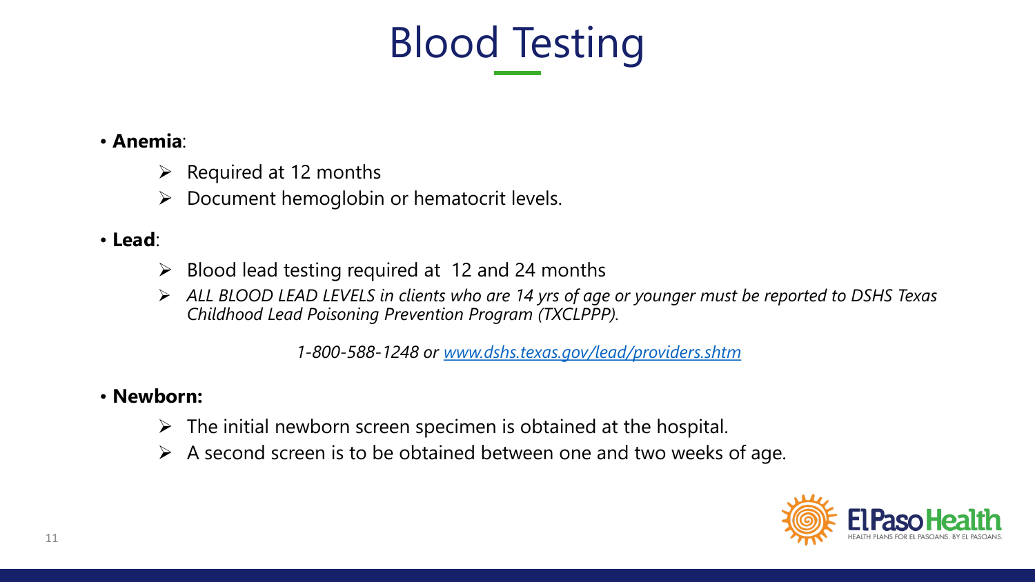# Blood Testing

- **Anemia**:
  - Required at 12 months
  - Document hemoglobin or hematocrit levels.
- **Lead**:
  - Blood lead testing required at 12 and 24 months
  - *ALL BLOOD LEAD LEVELS in clients who are 14 yrs of age or younger must be reported to DSHS Texas Childhood Lead Poisoning Prevention Program (TXCLPPP).*

*1-800-588-1248 or [www.dshs.texas.gov/lead/providers.shtm](www.dshs.texas.gov/lead/providers.shtm)*

- **Newborn:**
  - The initial newborn screen specimen is obtained at the hospital.
  - A second screen is to be obtained between one and two weeks of age.

ElPasoHealth
HEALTH PLANS FOR EL PASOANS. BY EL PASOANS.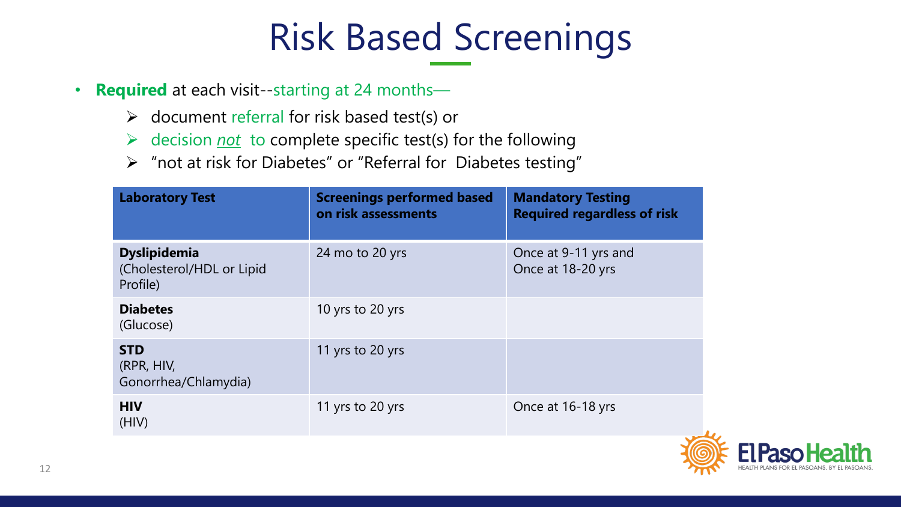# Risk Based Screenings

- **Required** at each visit--starting at 24 months—
  - document referral for risk based test(s) or
  - decision *not* to complete specific test(s) for the following
  - "not at risk for Diabetes" or "Referral for Diabetes testing"

| Laboratory Test | Screenings performed based on risk assessments | Mandatory Testing Required regardless of risk |
|---|---|---|
| **Dyslipidemia** (Cholesterol/HDL or Lipid Profile) | 24 mo to 20 yrs | Once at 9-11 yrs and Once at 18-20 yrs |
| **Diabetes** (Glucose) | 10 yrs to 20 yrs | |
| **STD** (RPR, HIV, Gonorrhea/Chlamydia) | 11 yrs to 20 yrs | |
| **HIV** (HIV) | 11 yrs to 20 yrs | Once at 16-18 yrs |

El Paso Health
HEALTH PLANS FOR EL PASOANS. BY EL PASOANS.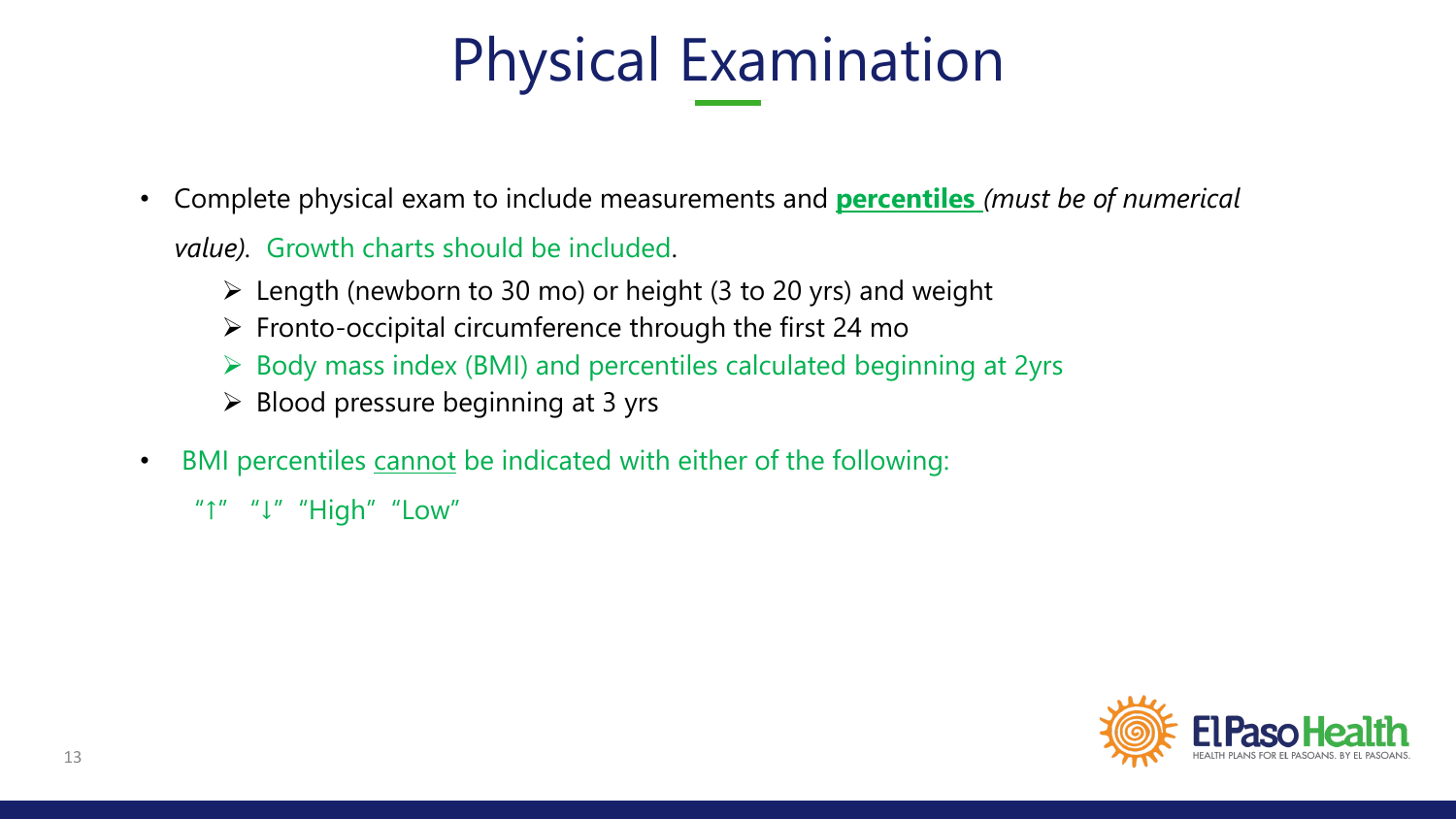# Physical Examination

- Complete physical exam to include measurements and **percentiles** *(must be of numerical value).* Growth charts should be included.
  - Length (newborn to 30 mo) or height (3 to 20 yrs) and weight
  - Fronto-occipital circumference through the first 24 mo
  - Body mass index (BMI) and percentiles calculated beginning at 2yrs
  - Blood pressure beginning at 3 yrs
- BMI percentiles cannot be indicated with either of the following:

  "↑" "↓" "High" "Low"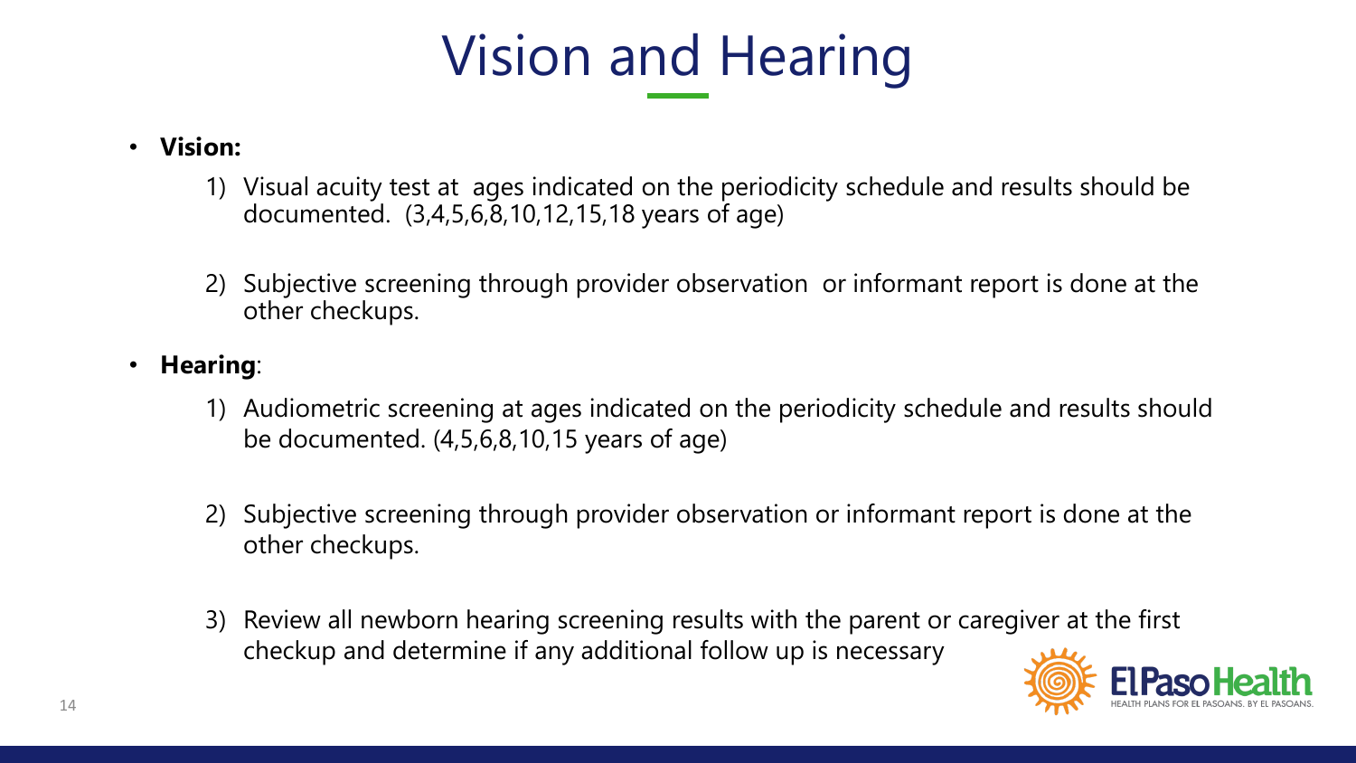# Vision and Hearing

- **Vision:**
  1) Visual acuity test at ages indicated on the periodicity schedule and results should be documented. (3,4,5,6,8,10,12,15,18 years of age)
  2) Subjective screening through provider observation or informant report is done at the other checkups.

- **Hearing**:
  1) Audiometric screening at ages indicated on the periodicity schedule and results should be documented. (4,5,6,8,10,15 years of age)
  2) Subjective screening through provider observation or informant report is done at the other checkups.
  3) Review all newborn hearing screening results with the parent or caregiver at the first checkup and determine if any additional follow up is necessary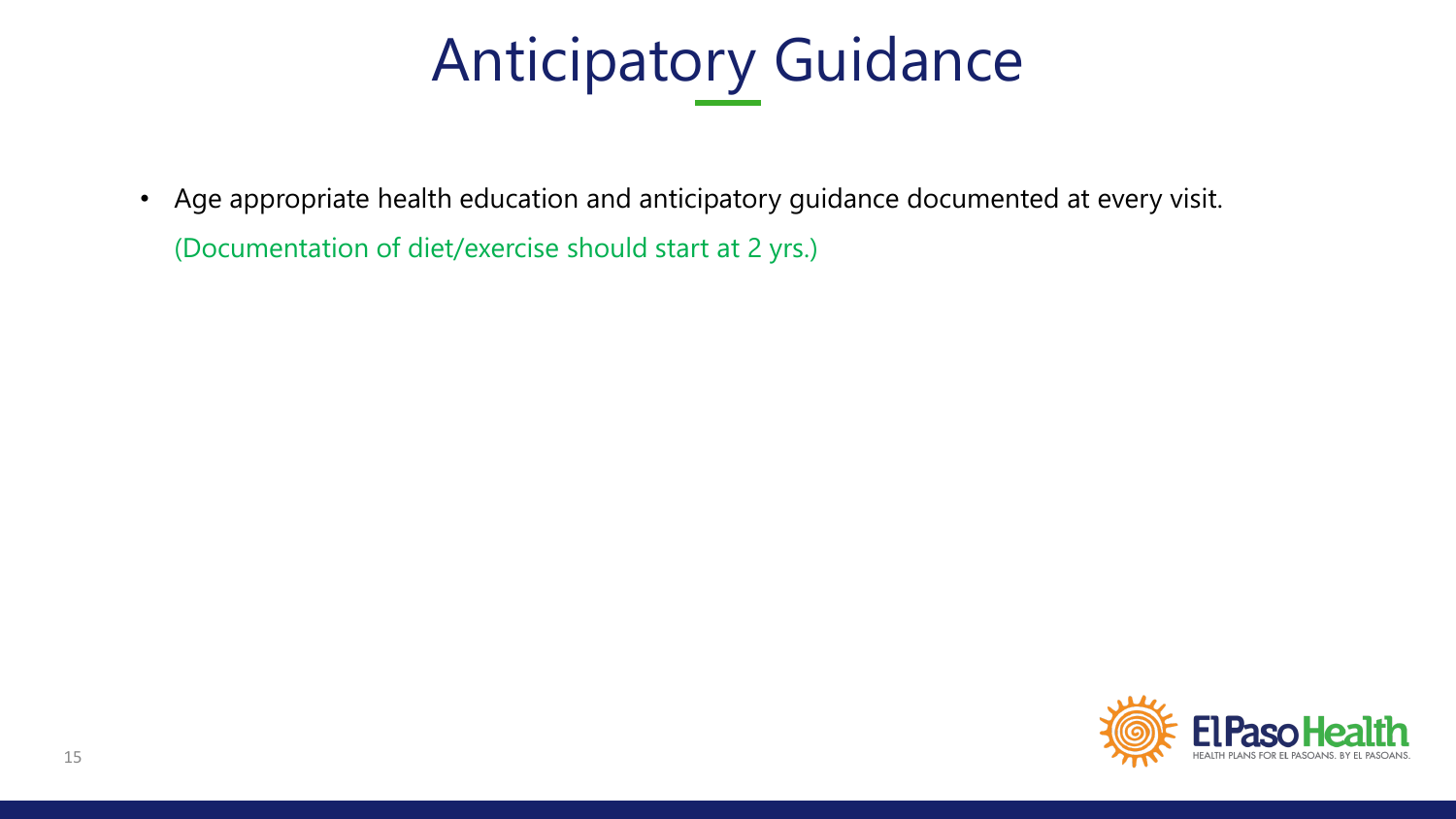# Anticipatory Guidance

- Age appropriate health education and anticipatory guidance documented at every visit.
  (Documentation of diet/exercise should start at 2 yrs.)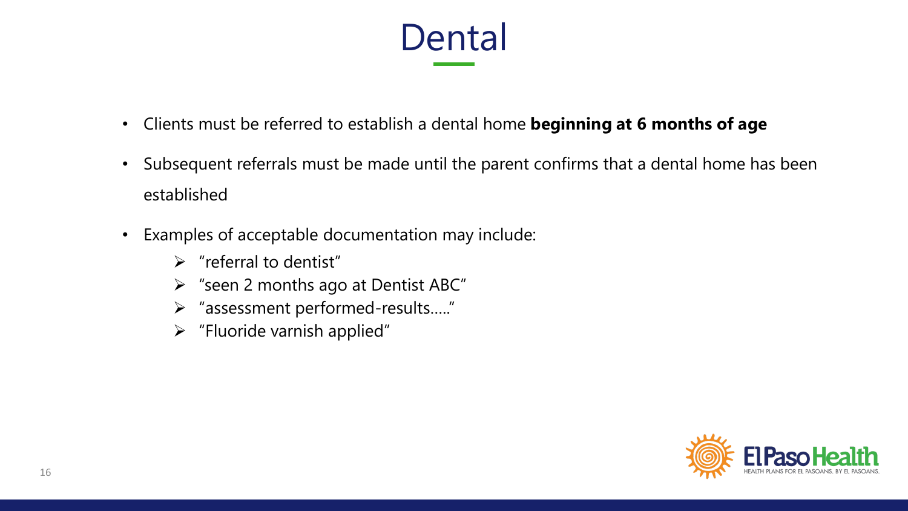# Dental

- Clients must be referred to establish a dental home **beginning at 6 months of age**
- Subsequent referrals must be made until the parent confirms that a dental home has been established
- Examples of acceptable documentation may include:
  - "referral to dentist"
  - "seen 2 months ago at Dentist ABC"
  - "assessment performed-results….."
  - "Fluoride varnish applied"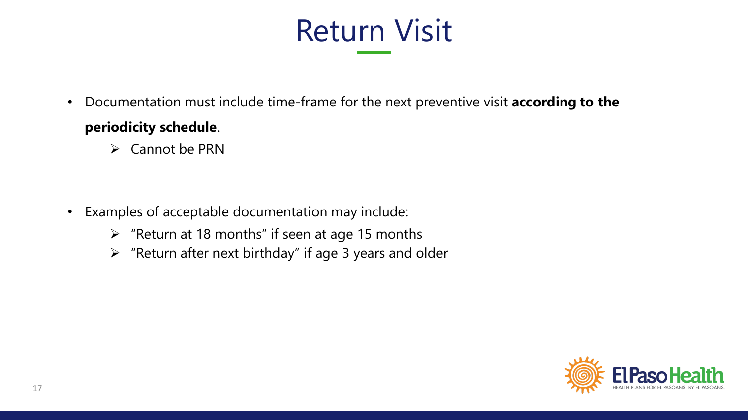# Return Visit

- Documentation must include time-frame for the next preventive visit **according to the periodicity schedule**.
  - Cannot be PRN

- Examples of acceptable documentation may include:
  - "Return at 18 months" if seen at age 15 months
  - "Return after next birthday" if age 3 years and older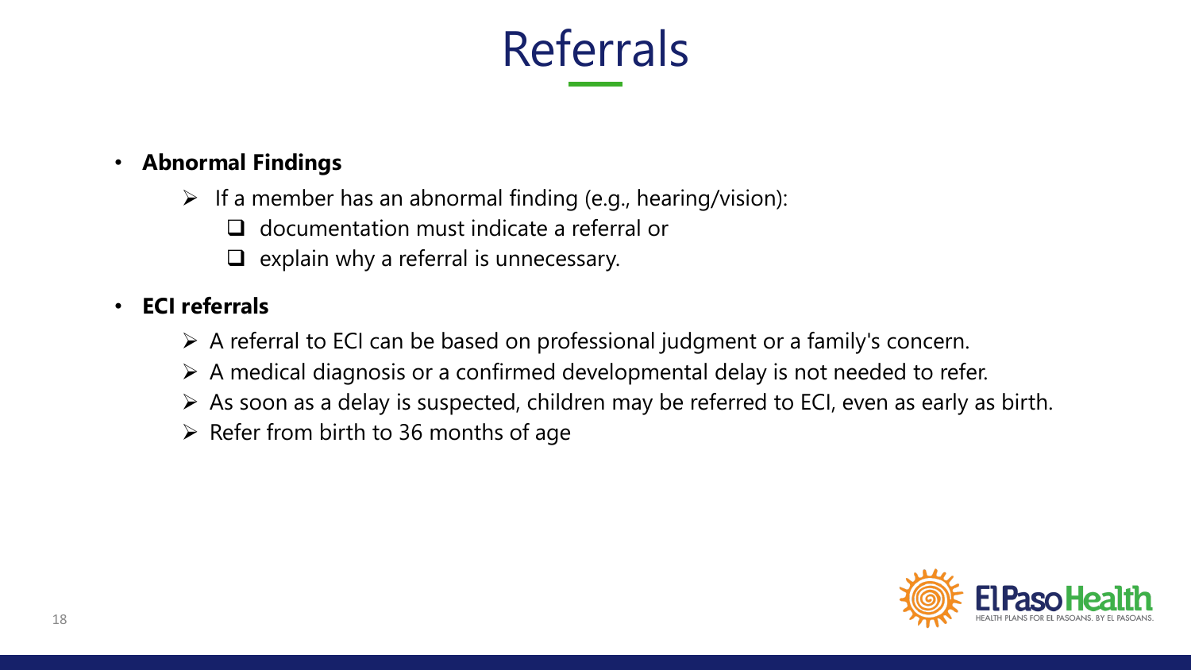# Referrals

- **Abnormal Findings**
  - If a member has an abnormal finding (e.g., hearing/vision):
    - documentation must indicate a referral or
    - explain why a referral is unnecessary.
- **ECI referrals**
  - A referral to ECI can be based on professional judgment or a family's concern.
  - A medical diagnosis or a confirmed developmental delay is not needed to refer.
  - As soon as a delay is suspected, children may be referred to ECI, even as early as birth.
  - Refer from birth to 36 months of age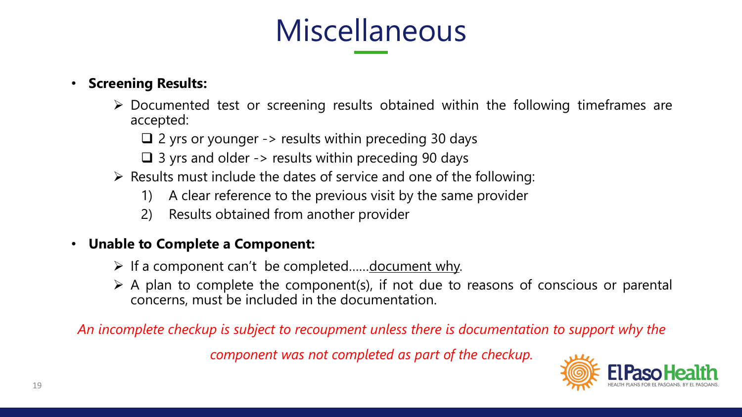# Miscellaneous

- **Screening Results:**
  - Documented test or screening results obtained within the following timeframes are accepted:
    - ❑ 2 yrs or younger -> results within preceding 30 days
    - ❑ 3 yrs and older -> results within preceding 90 days
  - Results must include the dates of service and one of the following:
    1) A clear reference to the previous visit by the same provider
    2) Results obtained from another provider

- **Unable to Complete a Component:**
  - If a component can't be completed……document why.
  - A plan to complete the component(s), if not due to reasons of conscious or parental concerns, must be included in the documentation.

*An incomplete checkup is subject to recoupment unless there is documentation to support why the component was not completed as part of the checkup.*

El Paso Health
HEALTH PLANS FOR EL PASOANS. BY EL PASOANS.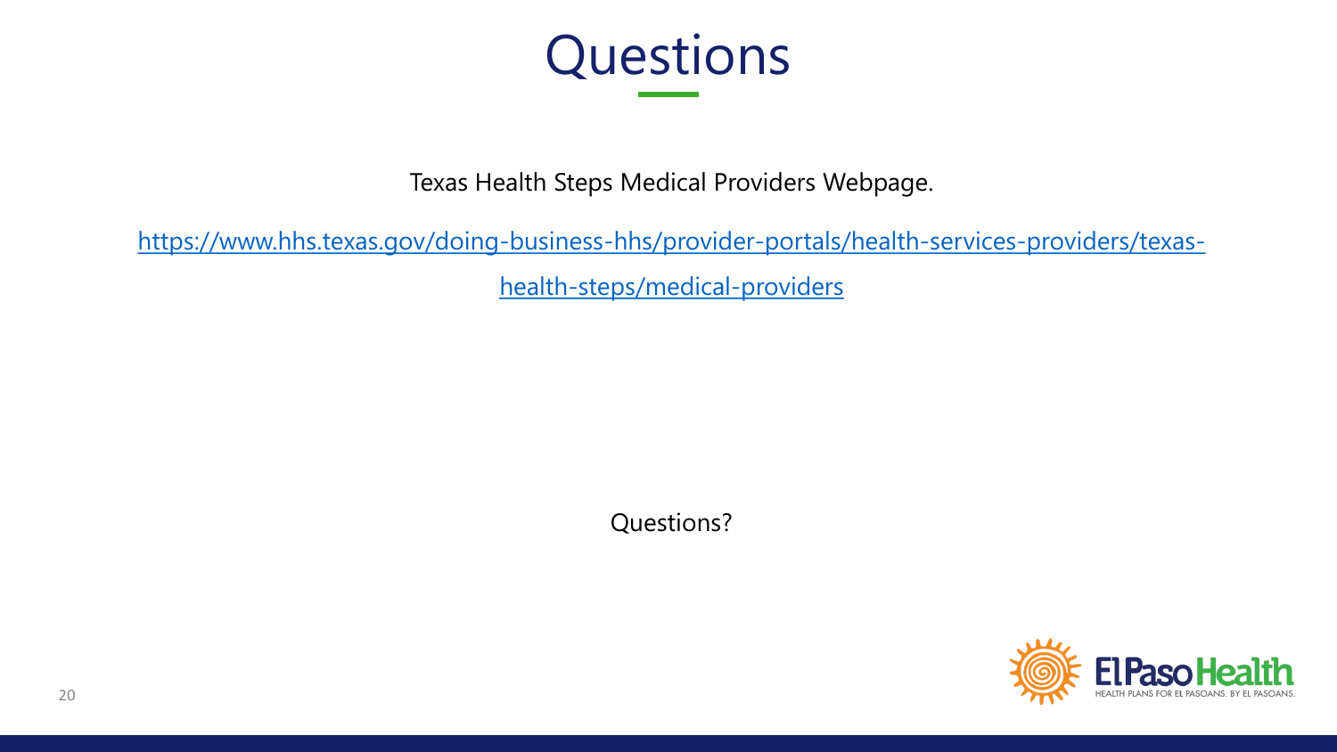# Questions

Texas Health Steps Medical Providers Webpage.

[https://www.hhs.texas.gov/doing-business-hhs/provider-portals/health-services-providers/texas-health-steps/medical-providers](https://www.hhs.texas.gov/doing-business-hhs/provider-portals/health-services-providers/texas-health-steps/medical-providers)

Questions?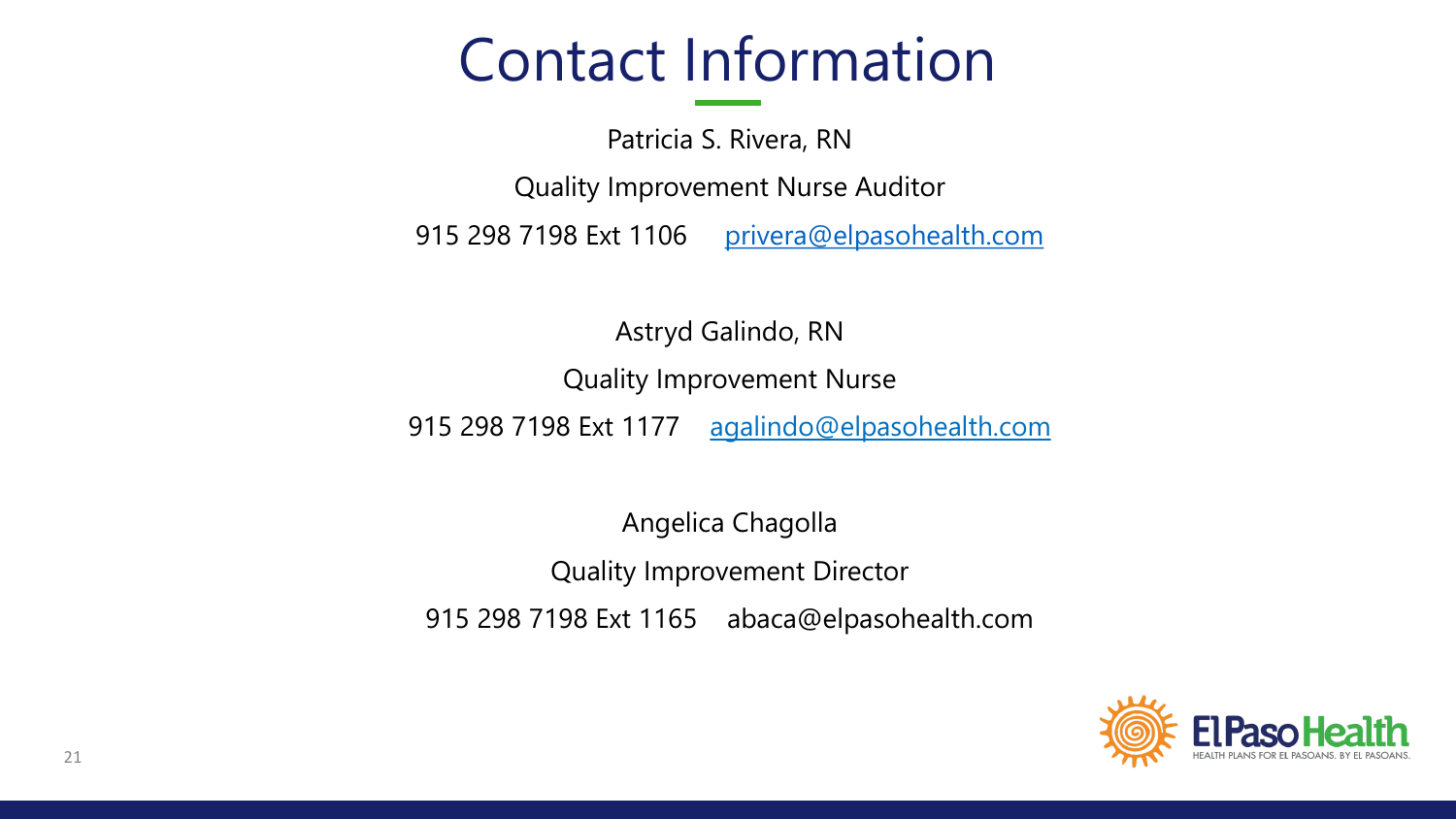# Contact Information

Patricia S. Rivera, RN

Quality Improvement Nurse Auditor

915 298 7198 Ext 1106 privera@elpasohealth.com

Astryd Galindo, RN

Quality Improvement Nurse

915 298 7198 Ext 1177 agalindo@elpasohealth.com

Angelica Chagolla

Quality Improvement Director

915 298 7198 Ext 1165 abaca@elpasohealth.com

El Paso Health

HEALTH PLANS FOR EL PASOANS. BY EL PASOANS.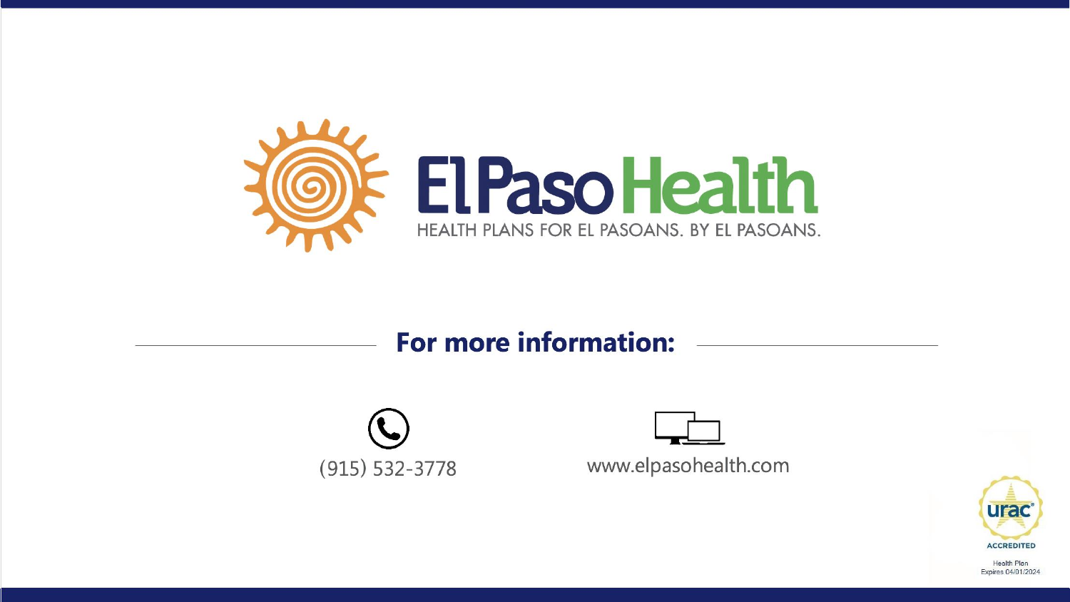# El Paso Health

HEALTH PLANS FOR EL PASOANS. BY EL PASOANS.

## For more information:

(915) 532-3778

www.elpasohealth.com

urac ACCREDITED

Health Plan
Expires 04/01/2024